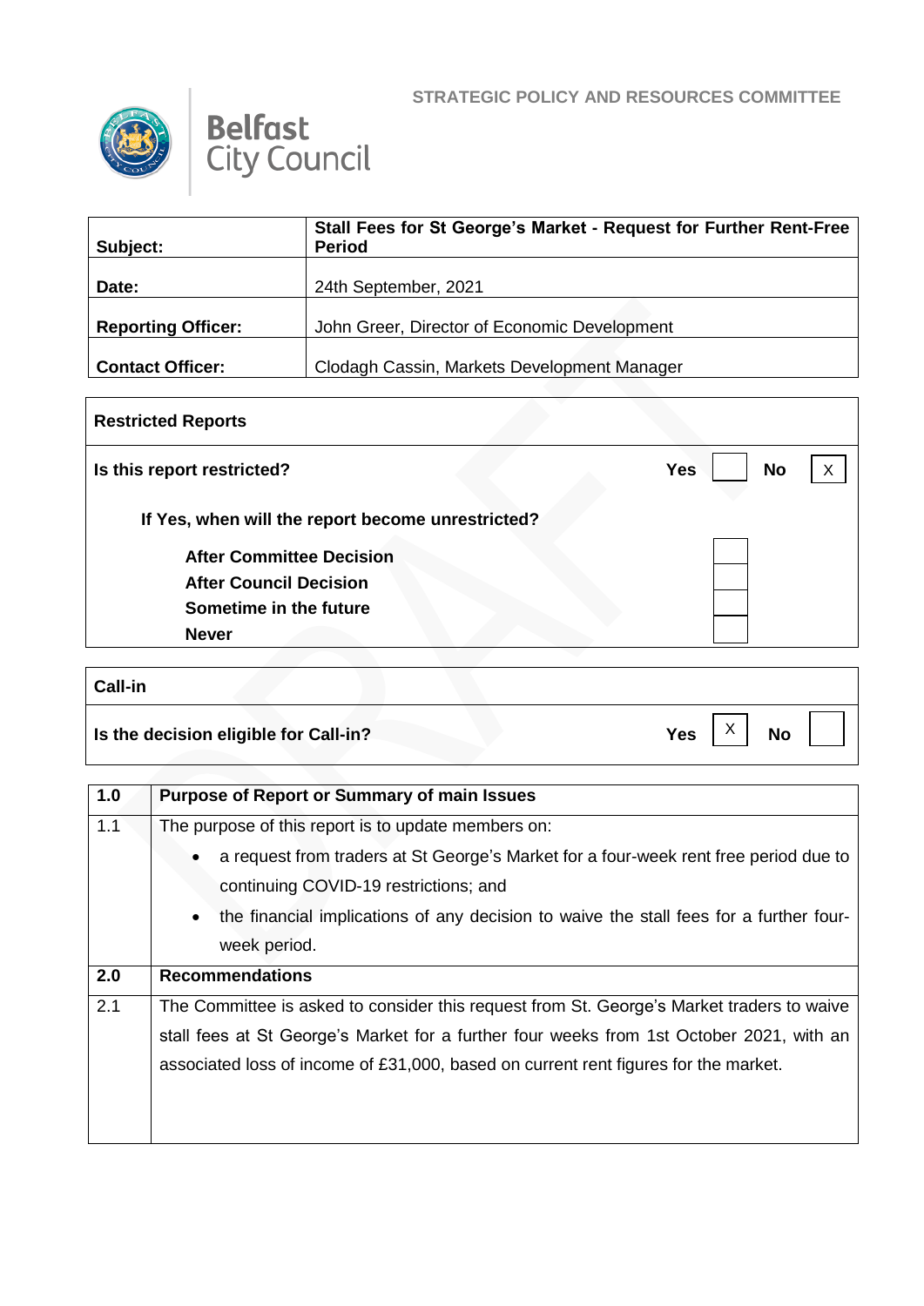STRATEGIC POLICY AND RESOURCES COMMITTEE

Belfast City Council

| | |
|---|---|
| **Subject:** | **Stall Fees for St George's Market - Request for Further Rent-Free Period** |
| **Date:** | 24th September, 2021 |
| **Reporting Officer:** | John Greer, Director of Economic Development |
| **Contact Officer:** | Clodagh Cassin, Markets Development Manager |

| | | | | |
|---|---|---|---|---|
| **Restricted Reports** | | | | |
| **Is this report restricted?** | **Yes** | | **No** | X |
| **If Yes, when will the report become unrestricted?** | | | | |
| **After Committee Decision** | | | | |
| **After Council Decision** | | | | |
| **Sometime in the future** | | | | |
| **Never** | | | | |

| | | | | |
|---|---|---|---|---|
| **Call-in** | | | | |
| **Is the decision eligible for Call-in?** | **Yes** | X | **No** | |

| | |
|---|---|
| **1.0** | **Purpose of Report or Summary of main Issues** |
| 1.1 | The purpose of this report is to update members on:<br>• a request from traders at St George's Market for a four-week rent free period due to continuing COVID-19 restrictions; and<br>• the financial implications of any decision to waive the stall fees for a further four-week period. |
| **2.0** | **Recommendations** |
| 2.1 | The Committee is asked to consider this request from St. George's Market traders to waive stall fees at St George's Market for a further four weeks from 1st October 2021, with an associated loss of income of £31,000, based on current rent figures for the market. |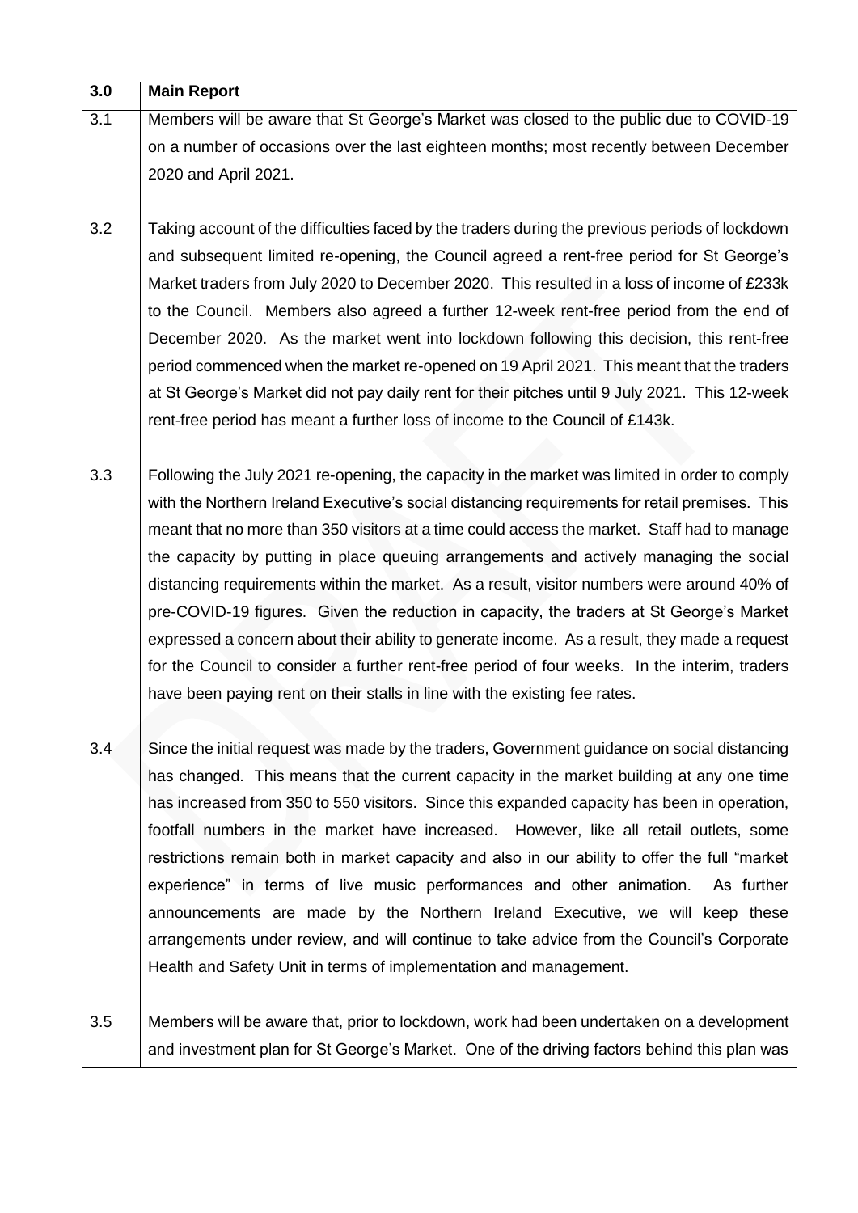| 3.0 | **Main Report** |
|---|---|
| 3.1 | Members will be aware that St George's Market was closed to the public due to COVID-19 on a number of occasions over the last eighteen months; most recently between December 2020 and April 2021. |
| 3.2 | Taking account of the difficulties faced by the traders during the previous periods of lockdown and subsequent limited re-opening, the Council agreed a rent-free period for St George's Market traders from July 2020 to December 2020. This resulted in a loss of income of £233k to the Council. Members also agreed a further 12-week rent-free period from the end of December 2020. As the market went into lockdown following this decision, this rent-free period commenced when the market re-opened on 19 April 2021. This meant that the traders at St George's Market did not pay daily rent for their pitches until 9 July 2021. This 12-week rent-free period has meant a further loss of income to the Council of £143k. |
| 3.3 | Following the July 2021 re-opening, the capacity in the market was limited in order to comply with the Northern Ireland Executive's social distancing requirements for retail premises. This meant that no more than 350 visitors at a time could access the market. Staff had to manage the capacity by putting in place queuing arrangements and actively managing the social distancing requirements within the market. As a result, visitor numbers were around 40% of pre-COVID-19 figures. Given the reduction in capacity, the traders at St George's Market expressed a concern about their ability to generate income. As a result, they made a request for the Council to consider a further rent-free period of four weeks. In the interim, traders have been paying rent on their stalls in line with the existing fee rates. |
| 3.4 | Since the initial request was made by the traders, Government guidance on social distancing has changed. This means that the current capacity in the market building at any one time has increased from 350 to 550 visitors. Since this expanded capacity has been in operation, footfall numbers in the market have increased. However, like all retail outlets, some restrictions remain both in market capacity and also in our ability to offer the full "market experience" in terms of live music performances and other animation. As further announcements are made by the Northern Ireland Executive, we will keep these arrangements under review, and will continue to take advice from the Council's Corporate Health and Safety Unit in terms of implementation and management. |
| 3.5 | Members will be aware that, prior to lockdown, work had been undertaken on a development and investment plan for St George's Market. One of the driving factors behind this plan was |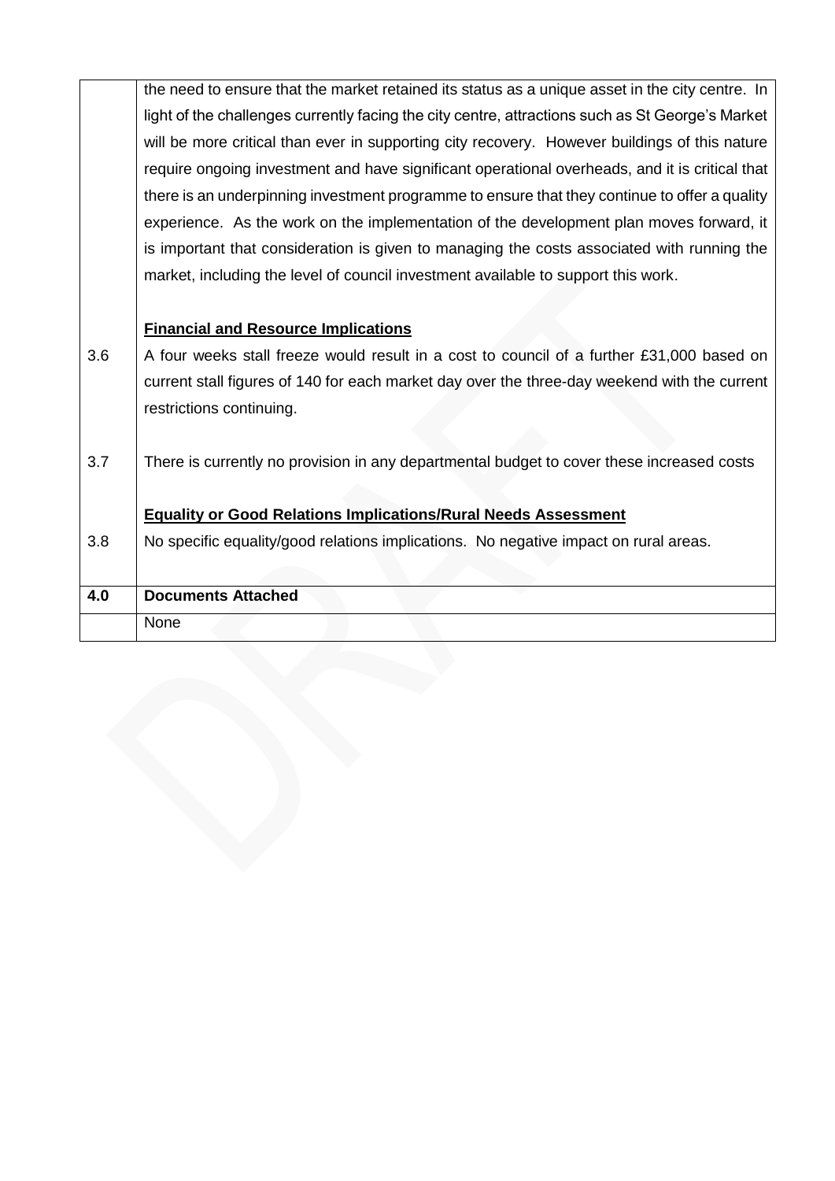the need to ensure that the market retained its status as a unique asset in the city centre. In light of the challenges currently facing the city centre, attractions such as St George's Market will be more critical than ever in supporting city recovery. However buildings of this nature require ongoing investment and have significant operational overheads, and it is critical that there is an underpinning investment programme to ensure that they continue to offer a quality experience. As the work on the implementation of the development plan moves forward, it is important that consideration is given to managing the costs associated with running the market, including the level of council investment available to support this work.

**Financial and Resource Implications**

3.6 A four weeks stall freeze would result in a cost to council of a further £31,000 based on current stall figures of 140 for each market day over the three-day weekend with the current restrictions continuing.

3.7 There is currently no provision in any departmental budget to cover these increased costs

**Equality or Good Relations Implications/Rural Needs Assessment**

3.8 No specific equality/good relations implications. No negative impact on rural areas.

## 4.0 Documents Attached

None